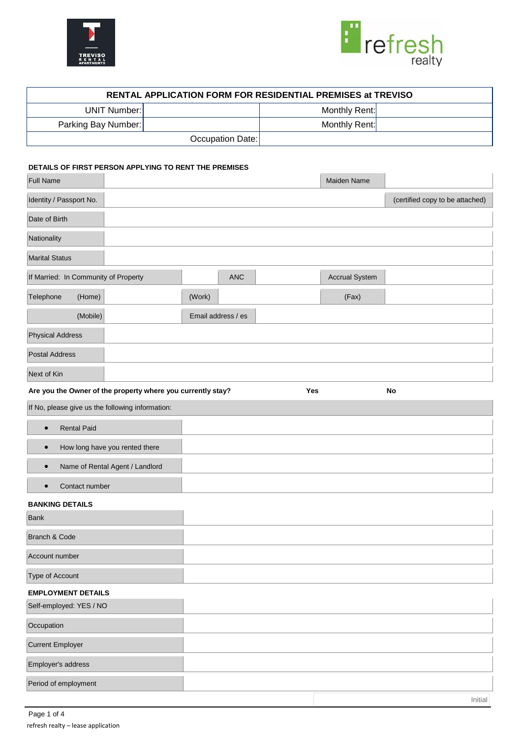| RENTAL APPLICATION FORM FOR RESIDENTIAL PREMISES at TREVISO | | | |
|---|---|---|---|
| UNIT Number: | | Monthly Rent: | |
| Parking Bay Number: | | Monthly Rent: | |
| Occupation Date: | | | |

**DETAILS OF FIRST PERSON APPLYING TO RENT THE PREMISES**

| | | | | | |
|---|---|---|---|---|---|
| Full Name | | | | Maiden Name | |
| Identity / Passport No. | | | | | (certified copy to be attached) |
| Date of Birth | | | | | |
| Nationality | | | | | |
| Marital Status | | | | | |
| If Married: In Community of Property | | ANC | | Accrual System | |
| Telephone (Home) | | (Work) | | (Fax) | |
| (Mobile) | | Email address / es | | | |
| Physical Address | | | | | |
| Postal Address | | | | | |
| Next of Kin | | | | | |

**Are you the Owner of the property where you currently stay?** **Yes** **No**

If No, please give us the following information:

| | |
|---|---|
| • Rental Paid | |
| • How long have you rented there | |
| • Name of Rental Agent / Landlord | |
| • Contact number | |

**BANKING DETAILS**

| | |
|---|---|
| Bank | |
| Branch & Code | |
| Account number | |
| Type of Account | |

**EMPLOYMENT DETAILS**

| | |
|---|---|
| Self-employed: YES / NO | |
| Occupation | |
| Current Employer | |
| Employer's address | |
| Period of employment | |

Initial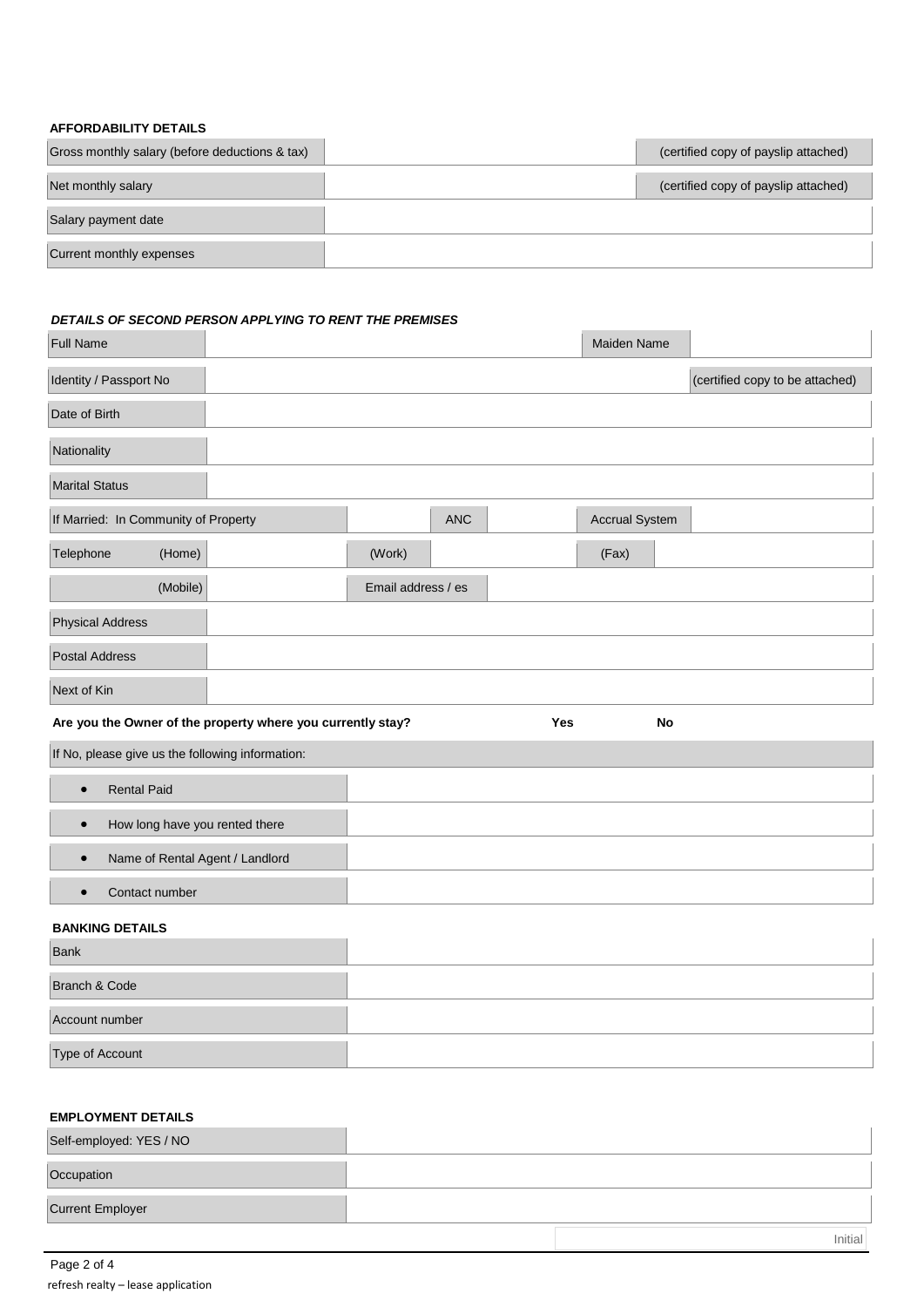**AFFORDABILITY DETAILS**

| | | |
|---|---|---|
| Gross monthly salary (before deductions & tax) | | (certified copy of payslip attached) |
| Net monthly salary | | (certified copy of payslip attached) |
| Salary payment date | | |
| Current monthly expenses | | |

***DETAILS OF SECOND PERSON APPLYING TO RENT THE PREMISES***

| | | | | | | |
|---|---|---|---|---|---|---|
| Full Name | | | | Maiden Name | | |
| Identity / Passport No | | | | | (certified copy to be attached) | |
| Date of Birth | | | | | | |
| Nationality | | | | | | |
| Marital Status | | | | | | |
| If Married: In Community of Property | | | ANC | | Accrual System | |
| Telephone (Home) | | (Work) | | | (Fax) | |
| (Mobile) | | Email address / es | | | | |
| Physical Address | | | | | | |
| Postal Address | | | | | | |
| Next of Kin | | | | | | |

**Are you the Owner of the property where you currently stay?** **Yes** **No**

| | |
|---|---|
| If No, please give us the following information: | |
| • Rental Paid | |
| • How long have you rented there | |
| • Name of Rental Agent / Landlord | |
| • Contact number | |

**BANKING DETAILS**

| | |
|---|---|
| Bank | |
| Branch & Code | |
| Account number | |
| Type of Account | |

**EMPLOYMENT DETAILS**

| | |
|---|---|
| Self-employed: YES / NO | |
| Occupation | |
| Current Employer | |

Initial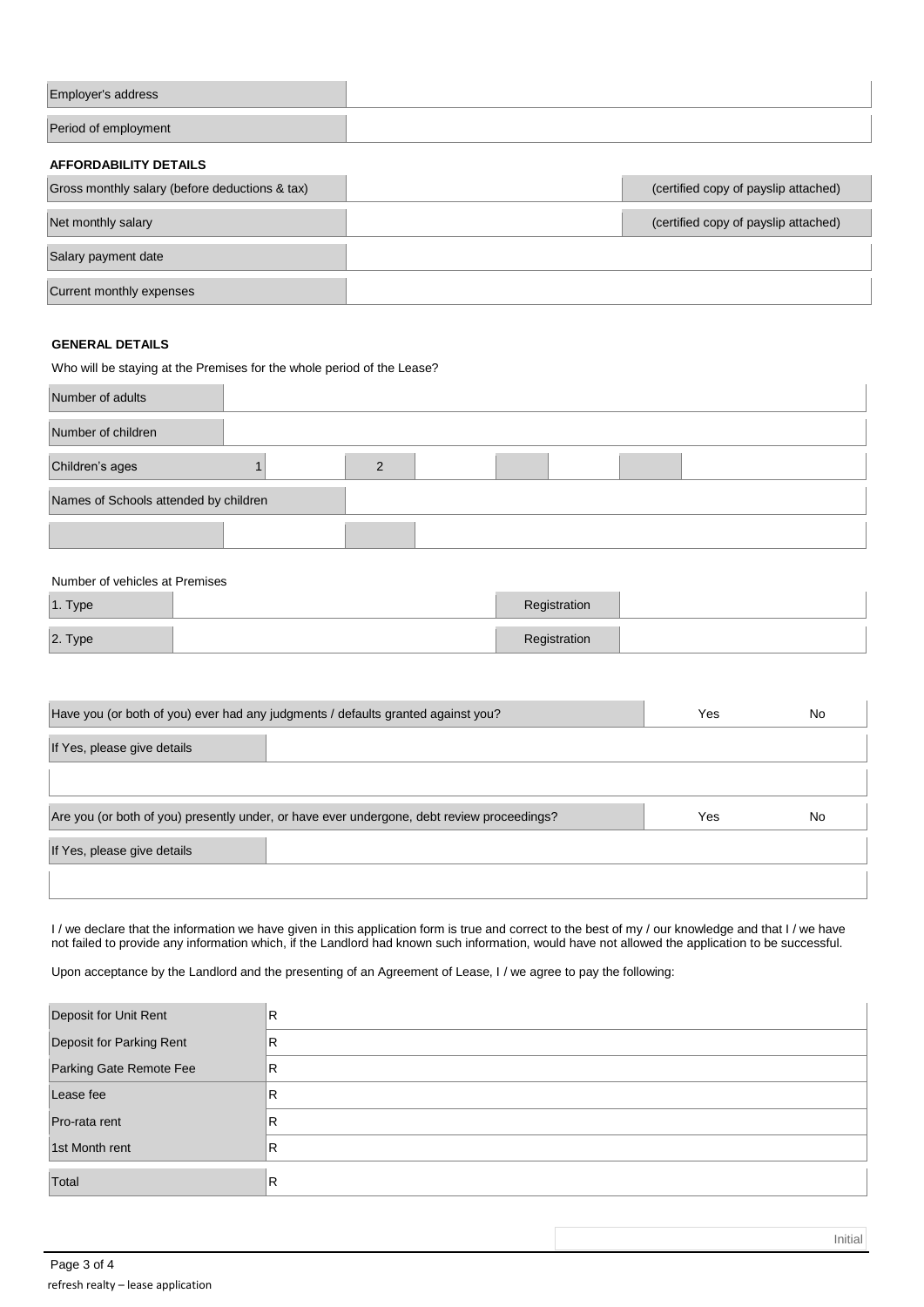| Employer's address | |
|---|---|
| Period of employment | |

**AFFORDABILITY DETAILS**

| Gross monthly salary (before deductions & tax) | | (certified copy of payslip attached) |
|---|---|---|
| Net monthly salary | | (certified copy of payslip attached) |
| Salary payment date | | |
| Current monthly expenses | | |

**GENERAL DETAILS**

Who will be staying at the Premises for the whole period of the Lease?

| Number of adults | | | | | | | |
|---|---|---|---|---|---|---|---|
| Number of children | | | | | | | |
| Children's ages | 1 | 2 | | | | | |
| Names of Schools attended by children | | | | | | | |
| | | | | | | | |

Number of vehicles at Premises

| 1. Type | | Registration | |
|---|---|---|---|
| 2. Type | | Registration | |

| Have you (or both of you) ever had any judgments / defaults granted against you? | Yes | No |
|---|---|---|
| If Yes, please give details | | |
| | | |

| Are you (or both of you) presently under, or have ever undergone, debt review proceedings? | Yes | No |
|---|---|---|
| If Yes, please give details | | |
| | | |

I / we declare that the information we have given in this application form is true and correct to the best of my / our knowledge and that I / we have not failed to provide any information which, if the Landlord had known such information, would have not allowed the application to be successful.

Upon acceptance by the Landlord and the presenting of an Agreement of Lease, I / we agree to pay the following:

| Deposit for Unit Rent | R |
|---|---|
| Deposit for Parking Rent | R |
| Parking Gate Remote Fee | R |
| Lease fee | R |
| Pro-rata rent | R |
| 1st Month rent | R |
| Total | R |

Initial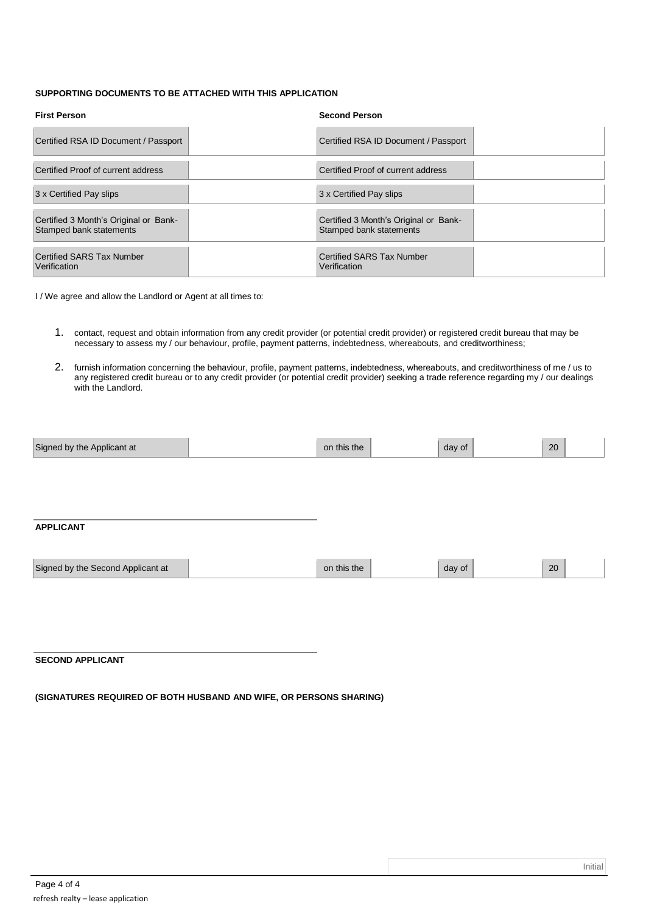**SUPPORTING DOCUMENTS TO BE ATTACHED WITH THIS APPLICATION**

| First Person | | Second Person | |
|---|---|---|---|
| Certified RSA ID Document / Passport | | Certified RSA ID Document / Passport | |
| Certified Proof of current address | | Certified Proof of current address | |
| 3 x Certified Pay slips | | 3 x Certified Pay slips | |
| Certified 3 Month's Original or Bank-Stamped bank statements | | Certified 3 Month's Original or Bank-Stamped bank statements | |
| Certified SARS Tax Number Verification | | Certified SARS Tax Number Verification | |

I / We agree and allow the Landlord or Agent at all times to:

1. contact, request and obtain information from any credit provider (or potential credit provider) or registered credit bureau that may be necessary to assess my / our behaviour, profile, payment patterns, indebtedness, whereabouts, and creditworthiness;
2. furnish information concerning the behaviour, profile, payment patterns, indebtedness, whereabouts, and creditworthiness of me / us to any registered credit bureau or to any credit provider (or potential credit provider) seeking a trade reference regarding my / our dealings with the Landlord.

| | | | | | | | |
|---|---|---|---|---|---|---|---|
| Signed by the Applicant at | | on this the | | day of | | 20 | |

**APPLICANT**

| | | | | | | | |
|---|---|---|---|---|---|---|---|
| Signed by the Second Applicant at | | on this the | | day of | | 20 | |

**SECOND APPLICANT**

**(SIGNATURES REQUIRED OF BOTH HUSBAND AND WIFE, OR PERSONS SHARING)**

Initial